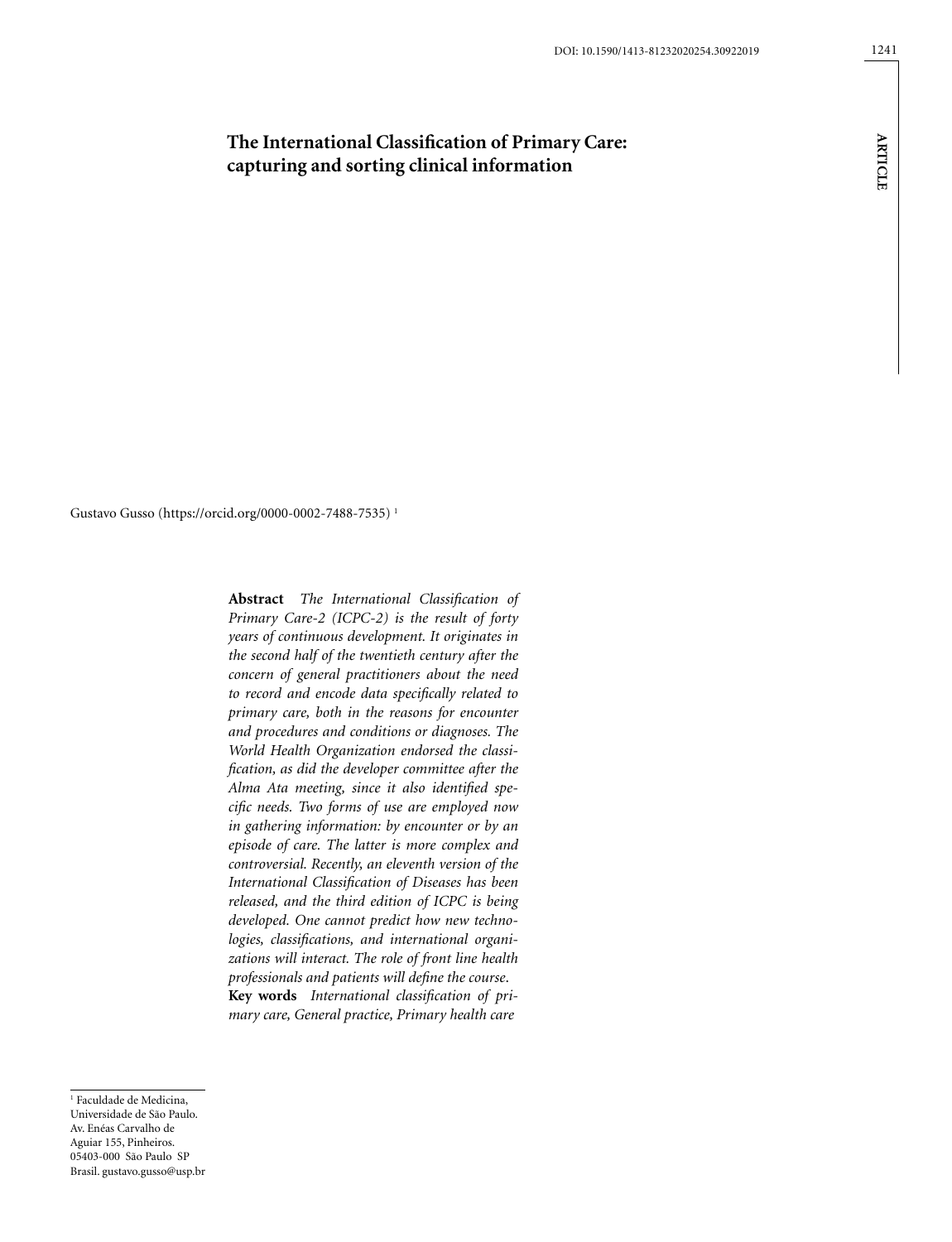# The International Classification of Primary Care: capturing and sorting clinical information

Gustavo Gusso (https://orcid.org/0000-0002-7488-7535) [1]

**Abstract** *The International Classification of Primary Care-2 (ICPC-2) is the result of forty years of continuous development. It originates in the second half of the twentieth century after the concern of general practitioners about the need to record and encode data specifically related to primary care, both in the reasons for encounter and procedures and conditions or diagnoses. The World Health Organization endorsed the classification, as did the developer committee after the Alma Ata meeting, since it also identified specific needs. Two forms of use are employed now in gathering information: by encounter or by an episode of care. The latter is more complex and controversial. Recently, an eleventh version of the International Classification of Diseases has been released, and the third edition of ICPC is being developed. One cannot predict how new technologies, classifications, and international organizations will interact. The role of front line health professionals and patients will define the course.*

**Key words** *International classification of primary care, General practice, Primary health care*

[1] Faculdade de Medicina, Universidade de São Paulo. Av. Enéas Carvalho de Aguiar 155, Pinheiros. 05403-000 São Paulo SP Brasil. gustavo.gusso@usp.br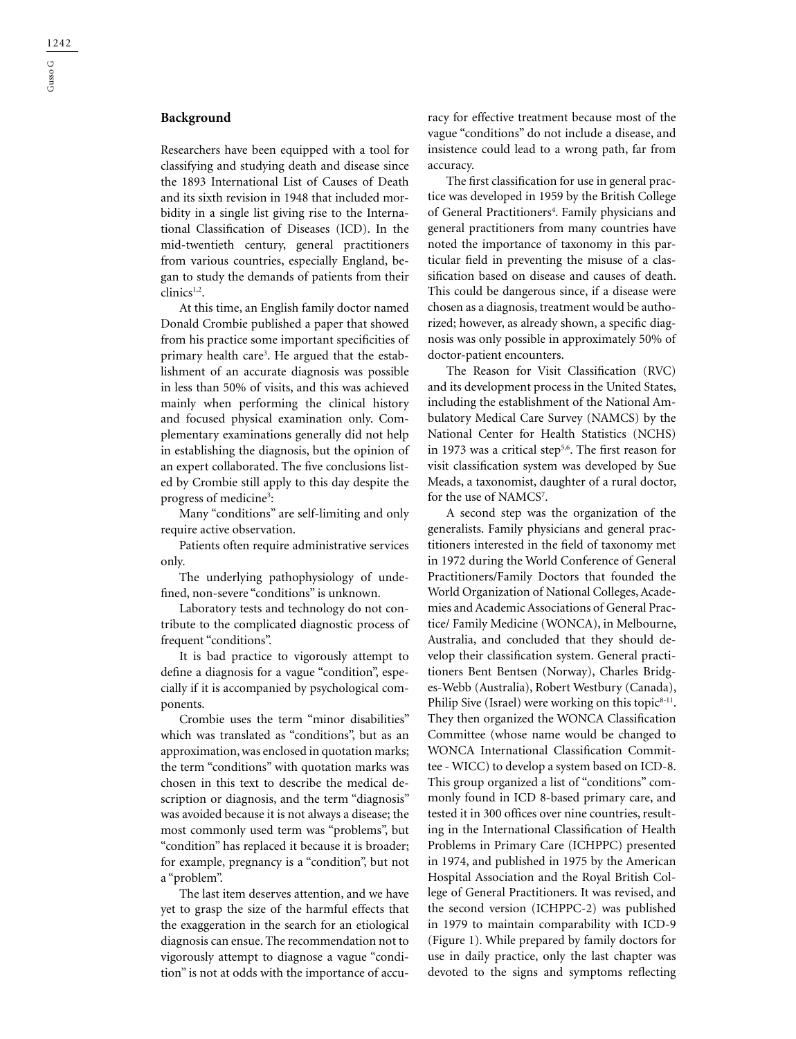## Background

Researchers have been equipped with a tool for classifying and studying death and disease since the 1893 International List of Causes of Death and its sixth revision in 1948 that included morbidity in a single list giving rise to the International Classification of Diseases (ICD). In the mid-twentieth century, general practitioners from various countries, especially England, began to study the demands of patients from their clinics[1,2].

At this time, an English family doctor named Donald Crombie published a paper that showed from his practice some important specificities of primary health care[3]. He argued that the establishment of an accurate diagnosis was possible in less than 50% of visits, and this was achieved mainly when performing the clinical history and focused physical examination only. Complementary examinations generally did not help in establishing the diagnosis, but the opinion of an expert collaborated. The five conclusions listed by Crombie still apply to this day despite the progress of medicine[3]:

Many "conditions" are self-limiting and only require active observation.

Patients often require administrative services only.

The underlying pathophysiology of undefined, non-severe "conditions" is unknown.

Laboratory tests and technology do not contribute to the complicated diagnostic process of frequent "conditions".

It is bad practice to vigorously attempt to define a diagnosis for a vague "condition", especially if it is accompanied by psychological components.

Crombie uses the term "minor disabilities" which was translated as "conditions", but as an approximation, was enclosed in quotation marks; the term "conditions" with quotation marks was chosen in this text to describe the medical description or diagnosis, and the term "diagnosis" was avoided because it is not always a disease; the most commonly used term was "problems", but "condition" has replaced it because it is broader; for example, pregnancy is a "condition", but not a "problem".

The last item deserves attention, and we have yet to grasp the size of the harmful effects that the exaggeration in the search for an etiological diagnosis can ensue. The recommendation not to vigorously attempt to diagnose a vague "condition" is not at odds with the importance of accuracy for effective treatment because most of the vague "conditions" do not include a disease, and insistence could lead to a wrong path, far from accuracy.

The first classification for use in general practice was developed in 1959 by the British College of General Practitioners[4]. Family physicians and general practitioners from many countries have noted the importance of taxonomy in this particular field in preventing the misuse of a classification based on disease and causes of death. This could be dangerous since, if a disease were chosen as a diagnosis, treatment would be authorized; however, as already shown, a specific diagnosis was only possible in approximately 50% of doctor-patient encounters.

The Reason for Visit Classification (RVC) and its development process in the United States, including the establishment of the National Ambulatory Medical Care Survey (NAMCS) by the National Center for Health Statistics (NCHS) in 1973 was a critical step[5,6]. The first reason for visit classification system was developed by Sue Meads, a taxonomist, daughter of a rural doctor, for the use of NAMCS[7].

A second step was the organization of the generalists. Family physicians and general practitioners interested in the field of taxonomy met in 1972 during the World Conference of General Practitioners/Family Doctors that founded the World Organization of National Colleges, Academies and Academic Associations of General Practice/ Family Medicine (WONCA), in Melbourne, Australia, and concluded that they should develop their classification system. General practitioners Bent Bentsen (Norway), Charles Bridges-Webb (Australia), Robert Westbury (Canada), Philip Sive (Israel) were working on this topic[8-11]. They then organized the WONCA Classification Committee (whose name would be changed to WONCA International Classification Committee - WICC) to develop a system based on ICD-8. This group organized a list of "conditions" commonly found in ICD 8-based primary care, and tested it in 300 offices over nine countries, resulting in the International Classification of Health Problems in Primary Care (ICHPPC) presented in 1974, and published in 1975 by the American Hospital Association and the Royal British College of General Practitioners. It was revised, and the second version (ICHPPC-2) was published in 1979 to maintain comparability with ICD-9 (Figure 1). While prepared by family doctors for use in daily practice, only the last chapter was devoted to the signs and symptoms reflecting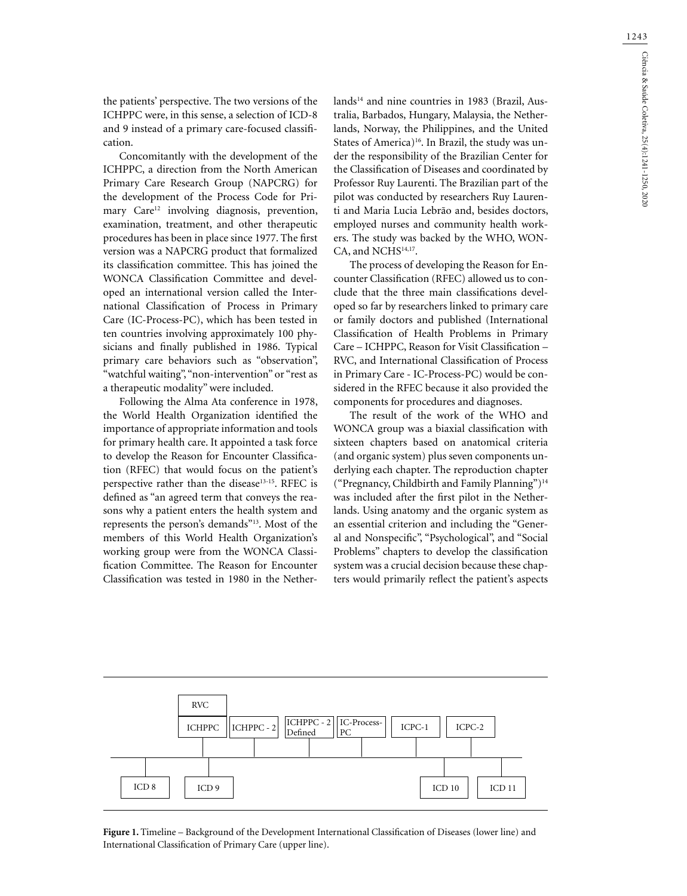the patients' perspective. The two versions of the ICHPPC were, in this sense, a selection of ICD-8 and 9 instead of a primary care-focused classification.

Concomitantly with the development of the ICHPPC, a direction from the North American Primary Care Research Group (NAPCRG) for the development of the Process Code for Primary Care[12] involving diagnosis, prevention, examination, treatment, and other therapeutic procedures has been in place since 1977. The first version was a NAPCRG product that formalized its classification committee. This has joined the WONCA Classification Committee and developed an international version called the International Classification of Process in Primary Care (IC-Process-PC), which has been tested in ten countries involving approximately 100 physicians and finally published in 1986. Typical primary care behaviors such as "observation", "watchful waiting", "non-intervention" or "rest as a therapeutic modality" were included.

Following the Alma Ata conference in 1978, the World Health Organization identified the importance of appropriate information and tools for primary health care. It appointed a task force to develop the Reason for Encounter Classification (RFEC) that would focus on the patient's perspective rather than the disease[13-15]. RFEC is defined as "an agreed term that conveys the reasons why a patient enters the health system and represents the person's demands"[13]. Most of the members of this World Health Organization's working group were from the WONCA Classification Committee. The Reason for Encounter Classification was tested in 1980 in the Netherlands[14] and nine countries in 1983 (Brazil, Australia, Barbados, Hungary, Malaysia, the Netherlands, Norway, the Philippines, and the United States of America)[16]. In Brazil, the study was under the responsibility of the Brazilian Center for the Classification of Diseases and coordinated by Professor Ruy Laurenti. The Brazilian part of the pilot was conducted by researchers Ruy Laurenti and Maria Lucia Lebrão and, besides doctors, employed nurses and community health workers. The study was backed by the WHO, WONCA, and NCHS[14,17].

The process of developing the Reason for Encounter Classification (RFEC) allowed us to conclude that the three main classifications developed so far by researchers linked to primary care or family doctors and published (International Classification of Health Problems in Primary Care – ICHPPC, Reason for Visit Classification – RVC, and International Classification of Process in Primary Care - IC-Process-PC) would be considered in the RFEC because it also provided the components for procedures and diagnoses.

The result of the work of the WHO and WONCA group was a biaxial classification with sixteen chapters based on anatomical criteria (and organic system) plus seven components underlying each chapter. The reproduction chapter ("Pregnancy, Childbirth and Family Planning")[14] was included after the first pilot in the Netherlands. Using anatomy and the organic system as an essential criterion and including the "General and Nonspecific", "Psychological", and "Social Problems" chapters to develop the classification system was a crucial decision because these chapters would primarily reflect the patient's aspects

| RVC / ICHPPC | ICHPPC - 2 | ICHPPC - 2 Defined | IC-Process-PC | ICPC-1 | ICPC-2 |
|---|---|---|---|---|---|

| ICD 8 | ICD 9 | ICD 10 | ICD 11 |
|---|---|---|---|

**Figure 1.** Timeline – Background of the Development International Classification of Diseases (lower line) and International Classification of Primary Care (upper line).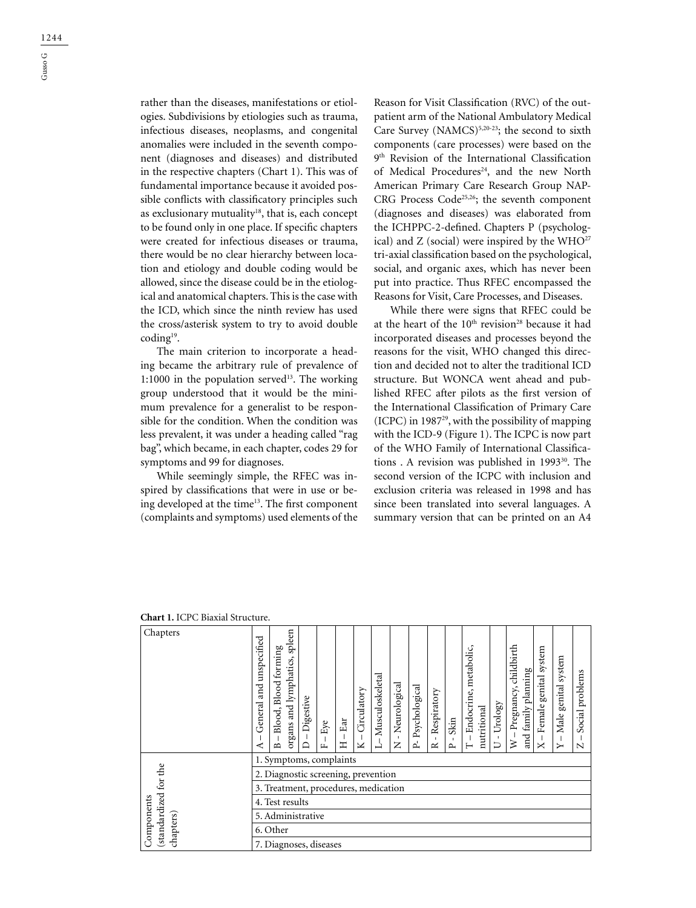rather than the diseases, manifestations or etiologies. Subdivisions by etiologies such as trauma, infectious diseases, neoplasms, and congenital anomalies were included in the seventh component (diagnoses and diseases) and distributed in the respective chapters (Chart 1). This was of fundamental importance because it avoided possible conflicts with classificatory principles such as exclusionary mutuality[18], that is, each concept to be found only in one place. If specific chapters were created for infectious diseases or trauma, there would be no clear hierarchy between location and etiology and double coding would be allowed, since the disease could be in the etiological and anatomical chapters. This is the case with the ICD, which since the ninth review has used the cross/asterisk system to try to avoid double coding[19].

The main criterion to incorporate a heading became the arbitrary rule of prevalence of 1:1000 in the population served[13]. The working group understood that it would be the minimum prevalence for a generalist to be responsible for the condition. When the condition was less prevalent, it was under a heading called "rag bag", which became, in each chapter, codes 29 for symptoms and 99 for diagnoses.

While seemingly simple, the RFEC was inspired by classifications that were in use or being developed at the time[13]. The first component (complaints and symptoms) used elements of the Reason for Visit Classification (RVC) of the outpatient arm of the National Ambulatory Medical Care Survey (NAMCS)[5,20-23]; the second to sixth components (care processes) were based on the 9th Revision of the International Classification of Medical Procedures[24], and the new North American Primary Care Research Group NAPCRG Process Code[25,26]; the seventh component (diagnoses and diseases) was elaborated from the ICHPPC-2-defined. Chapters P (psychological) and Z (social) were inspired by the WHO[27] tri-axial classification based on the psychological, social, and organic axes, which has never been put into practice. Thus RFEC encompassed the Reasons for Visit, Care Processes, and Diseases.

While there were signs that RFEC could be at the heart of the 10th revision[28] because it had incorporated diseases and processes beyond the reasons for the visit, WHO changed this direction and decided not to alter the traditional ICD structure. But WONCA went ahead and published RFEC after pilots as the first version of the International Classification of Primary Care (ICPC) in 1987[29], with the possibility of mapping with the ICD-9 (Figure 1). The ICPC is now part of the WHO Family of International Classifications . A revision was published in 1993[30]. The second version of the ICPC with inclusion and exclusion criteria was released in 1998 and has since been translated into several languages. A summary version that can be printed on an A4

**Chart 1.** ICPC Biaxial Structure.

| Chapters | A – General and unspecified | B – Blood, Blood forming organs and lymphatics, spleen | D – Digestive | F – Eye | H – Ear | K – Circulatory | L– Musculoskeletal | N - Neurological | P- Psychological | R - Respiratory | P - Skin | T – Endocrine, metabolic, nutritional | U - Urology | W – Pregnancy, childbirth and family planning | X – Female genital system | Y – Male genital system | Z – Social problems |
|---|---|---|---|---|---|---|---|---|---|---|---|---|---|---|---|---|---|
| Components (standardized for the chapters) | 1. Symptoms, complaints | | | | | | | | | | | | | | | | |
| | 2. Diagnostic screening, prevention | | | | | | | | | | | | | | | | |
| | 3. Treatment, procedures, medication | | | | | | | | | | | | | | | | |
| | 4. Test results | | | | | | | | | | | | | | | | |
| | 5. Administrative | | | | | | | | | | | | | | | | |
| | 6. Other | | | | | | | | | | | | | | | | |
| | 7. Diagnoses, diseases | | | | | | | | | | | | | | | | |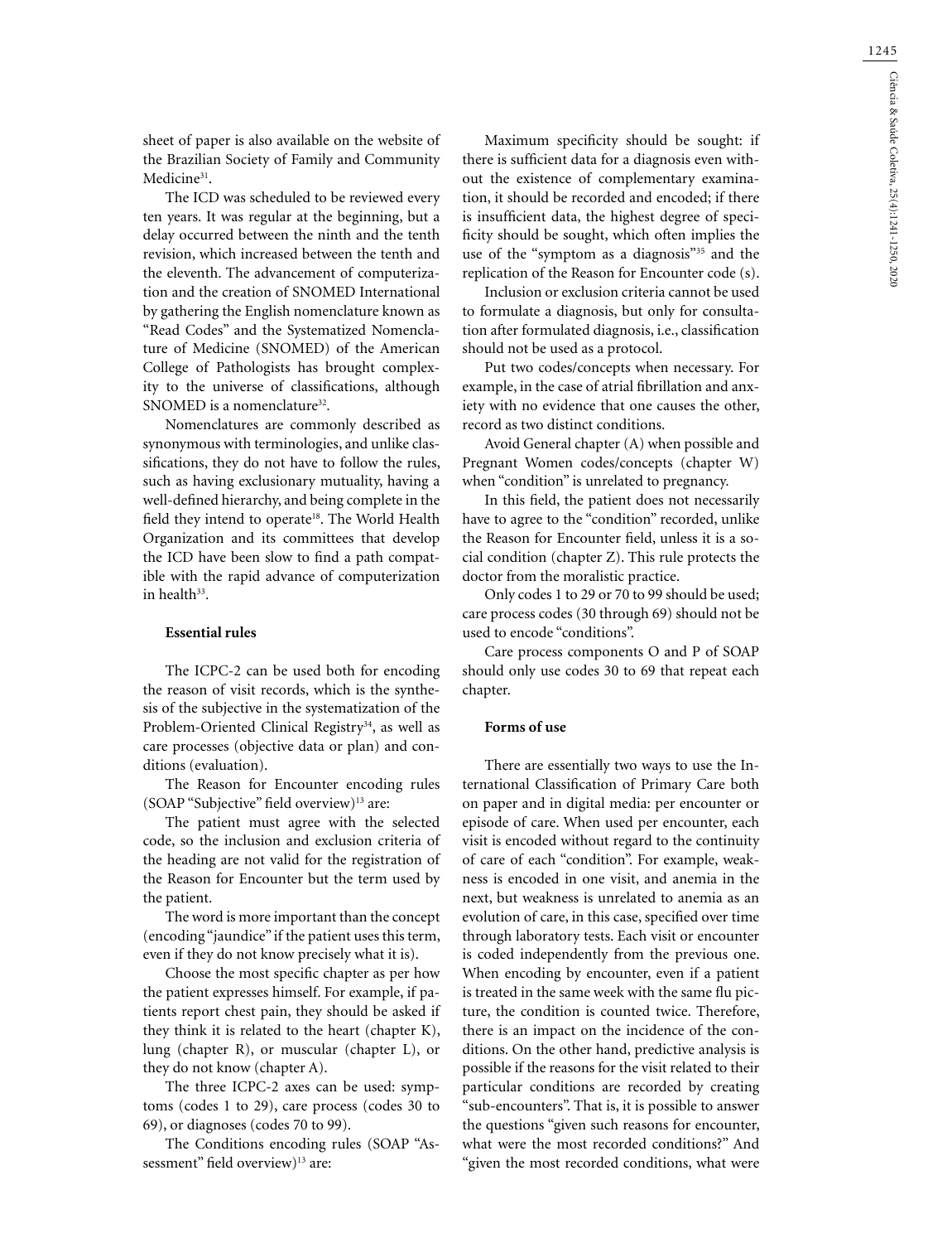sheet of paper is also available on the website of the Brazilian Society of Family and Community Medicine[31].

The ICD was scheduled to be reviewed every ten years. It was regular at the beginning, but a delay occurred between the ninth and the tenth revision, which increased between the tenth and the eleventh. The advancement of computerization and the creation of SNOMED International by gathering the English nomenclature known as "Read Codes" and the Systematized Nomenclature of Medicine (SNOMED) of the American College of Pathologists has brought complexity to the universe of classifications, although SNOMED is a nomenclature[32].

Nomenclatures are commonly described as synonymous with terminologies, and unlike classifications, they do not have to follow the rules, such as having exclusionary mutuality, having a well-defined hierarchy, and being complete in the field they intend to operate[18]. The World Health Organization and its committees that develop the ICD have been slow to find a path compatible with the rapid advance of computerization in health[33].

### Essential rules

The ICPC-2 can be used both for encoding the reason of visit records, which is the synthesis of the subjective in the systematization of the Problem-Oriented Clinical Registry[34], as well as care processes (objective data or plan) and conditions (evaluation).

The Reason for Encounter encoding rules (SOAP "Subjective" field overview)[13] are:

The patient must agree with the selected code, so the inclusion and exclusion criteria of the heading are not valid for the registration of the Reason for Encounter but the term used by the patient.

The word is more important than the concept (encoding "jaundice" if the patient uses this term, even if they do not know precisely what it is).

Choose the most specific chapter as per how the patient expresses himself. For example, if patients report chest pain, they should be asked if they think it is related to the heart (chapter K), lung (chapter R), or muscular (chapter L), or they do not know (chapter A).

The three ICPC-2 axes can be used: symptoms (codes 1 to 29), care process (codes 30 to 69), or diagnoses (codes 70 to 99).

The Conditions encoding rules (SOAP "Assessment" field overview)[13] are:

Maximum specificity should be sought: if there is sufficient data for a diagnosis even without the existence of complementary examination, it should be recorded and encoded; if there is insufficient data, the highest degree of specificity should be sought, which often implies the use of the "symptom as a diagnosis"[35] and the replication of the Reason for Encounter code (s).

Inclusion or exclusion criteria cannot be used to formulate a diagnosis, but only for consultation after formulated diagnosis, i.e., classification should not be used as a protocol.

Put two codes/concepts when necessary. For example, in the case of atrial fibrillation and anxiety with no evidence that one causes the other, record as two distinct conditions.

Avoid General chapter (A) when possible and Pregnant Women codes/concepts (chapter W) when "condition" is unrelated to pregnancy.

In this field, the patient does not necessarily have to agree to the "condition" recorded, unlike the Reason for Encounter field, unless it is a social condition (chapter Z). This rule protects the doctor from the moralistic practice.

Only codes 1 to 29 or 70 to 99 should be used; care process codes (30 through 69) should not be used to encode "conditions".

Care process components O and P of SOAP should only use codes 30 to 69 that repeat each chapter.

### Forms of use

There are essentially two ways to use the International Classification of Primary Care both on paper and in digital media: per encounter or episode of care. When used per encounter, each visit is encoded without regard to the continuity of care of each "condition". For example, weakness is encoded in one visit, and anemia in the next, but weakness is unrelated to anemia as an evolution of care, in this case, specified over time through laboratory tests. Each visit or encounter is coded independently from the previous one. When encoding by encounter, even if a patient is treated in the same week with the same flu picture, the condition is counted twice. Therefore, there is an impact on the incidence of the conditions. On the other hand, predictive analysis is possible if the reasons for the visit related to their particular conditions are recorded by creating "sub-encounters". That is, it is possible to answer the questions "given such reasons for encounter, what were the most recorded conditions?" And "given the most recorded conditions, what were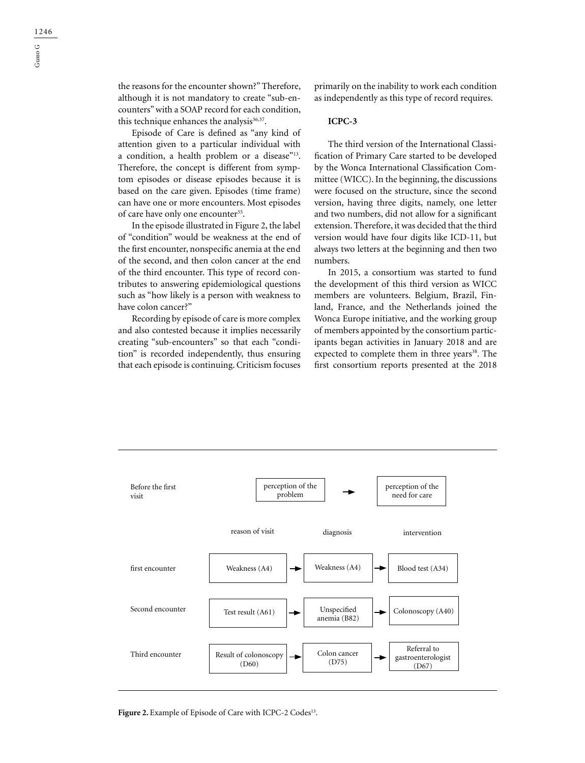the reasons for the encounter shown?" Therefore, although it is not mandatory to create "sub-encounters" with a SOAP record for each condition, this technique enhances the analysis[36,37].

Episode of Care is defined as "any kind of attention given to a particular individual with a condition, a health problem or a disease"[13]. Therefore, the concept is different from symptom episodes or disease episodes because it is based on the care given. Episodes (time frame) can have one or more encounters. Most episodes of care have only one encounter[35].

In the episode illustrated in Figure 2, the label of "condition" would be weakness at the end of the first encounter, nonspecific anemia at the end of the second, and then colon cancer at the end of the third encounter. This type of record contributes to answering epidemiological questions such as "how likely is a person with weakness to have colon cancer?"

Recording by episode of care is more complex and also contested because it implies necessarily creating "sub-encounters" so that each "condition" is recorded independently, thus ensuring that each episode is continuing. Criticism focuses primarily on the inability to work each condition as independently as this type of record requires.

### ICPC-3

The third version of the International Classification of Primary Care started to be developed by the Wonca International Classification Committee (WICC). In the beginning, the discussions were focused on the structure, since the second version, having three digits, namely, one letter and two numbers, did not allow for a significant extension. Therefore, it was decided that the third version would have four digits like ICD-11, but always two letters at the beginning and then two numbers.

In 2015, a consortium was started to fund the development of this third version as WICC members are volunteers. Belgium, Brazil, Finland, France, and the Netherlands joined the Wonca Europe initiative, and the working group of members appointed by the consortium participants began activities in January 2018 and are expected to complete them in three years[38]. The first consortium reports presented at the 2018

| Before the first visit | perception of the problem → | | perception of the need for care |
|---|---|---|---|
| | reason of visit | diagnosis | intervention |
| first encounter | Weakness (A4) → | Weakness (A4) → | Blood test (A34) |
| Second encounter | Test result (A61) → | Unspecified anemia (B82) → | Colonoscopy (A40) |
| Third encounter | Result of colonoscopy (D60) → | Colon cancer (D75) → | Referral to gastroenterologist (D67) |

**Figure 2.** Example of Episode of Care with ICPC-2 Codes[13].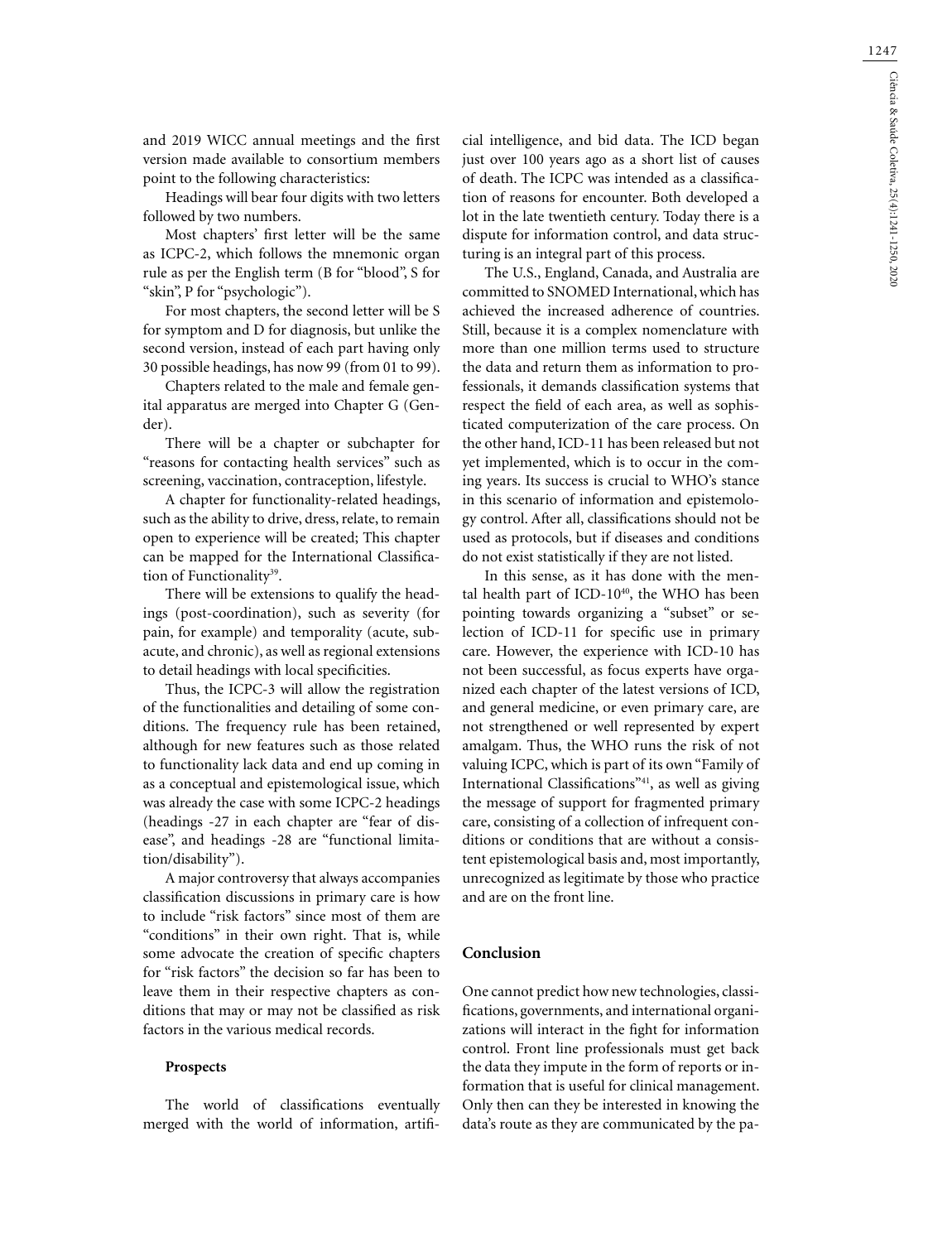and 2019 WICC annual meetings and the first version made available to consortium members point to the following characteristics:

Headings will bear four digits with two letters followed by two numbers.

Most chapters' first letter will be the same as ICPC-2, which follows the mnemonic organ rule as per the English term (B for "blood", S for "skin", P for "psychologic").

For most chapters, the second letter will be S for symptom and D for diagnosis, but unlike the second version, instead of each part having only 30 possible headings, has now 99 (from 01 to 99).

Chapters related to the male and female genital apparatus are merged into Chapter G (Gender).

There will be a chapter or subchapter for "reasons for contacting health services" such as screening, vaccination, contraception, lifestyle.

A chapter for functionality-related headings, such as the ability to drive, dress, relate, to remain open to experience will be created; This chapter can be mapped for the International Classification of Functionality[39].

There will be extensions to qualify the headings (post-coordination), such as severity (for pain, for example) and temporality (acute, subacute, and chronic), as well as regional extensions to detail headings with local specificities.

Thus, the ICPC-3 will allow the registration of the functionalities and detailing of some conditions. The frequency rule has been retained, although for new features such as those related to functionality lack data and end up coming in as a conceptual and epistemological issue, which was already the case with some ICPC-2 headings (headings -27 in each chapter are "fear of disease", and headings -28 are "functional limitation/disability").

A major controversy that always accompanies classification discussions in primary care is how to include "risk factors" since most of them are "conditions" in their own right. That is, while some advocate the creation of specific chapters for "risk factors" the decision so far has been to leave them in their respective chapters as conditions that may or may not be classified as risk factors in the various medical records.

### Prospects

The world of classifications eventually merged with the world of information, artificial intelligence, and bid data. The ICD began just over 100 years ago as a short list of causes of death. The ICPC was intended as a classification of reasons for encounter. Both developed a lot in the late twentieth century. Today there is a dispute for information control, and data structuring is an integral part of this process.

The U.S., England, Canada, and Australia are committed to SNOMED International, which has achieved the increased adherence of countries. Still, because it is a complex nomenclature with more than one million terms used to structure the data and return them as information to professionals, it demands classification systems that respect the field of each area, as well as sophisticated computerization of the care process. On the other hand, ICD-11 has been released but not yet implemented, which is to occur in the coming years. Its success is crucial to WHO's stance in this scenario of information and epistemology control. After all, classifications should not be used as protocols, but if diseases and conditions do not exist statistically if they are not listed.

In this sense, as it has done with the mental health part of ICD-10[40], the WHO has been pointing towards organizing a "subset" or selection of ICD-11 for specific use in primary care. However, the experience with ICD-10 has not been successful, as focus experts have organized each chapter of the latest versions of ICD, and general medicine, or even primary care, are not strengthened or well represented by expert amalgam. Thus, the WHO runs the risk of not valuing ICPC, which is part of its own "Family of International Classifications"[41], as well as giving the message of support for fragmented primary care, consisting of a collection of infrequent conditions or conditions that are without a consistent epistemological basis and, most importantly, unrecognized as legitimate by those who practice and are on the front line.

## Conclusion

One cannot predict how new technologies, classifications, governments, and international organizations will interact in the fight for information control. Front line professionals must get back the data they impute in the form of reports or information that is useful for clinical management. Only then can they be interested in knowing the data's route as they are communicated by the pa-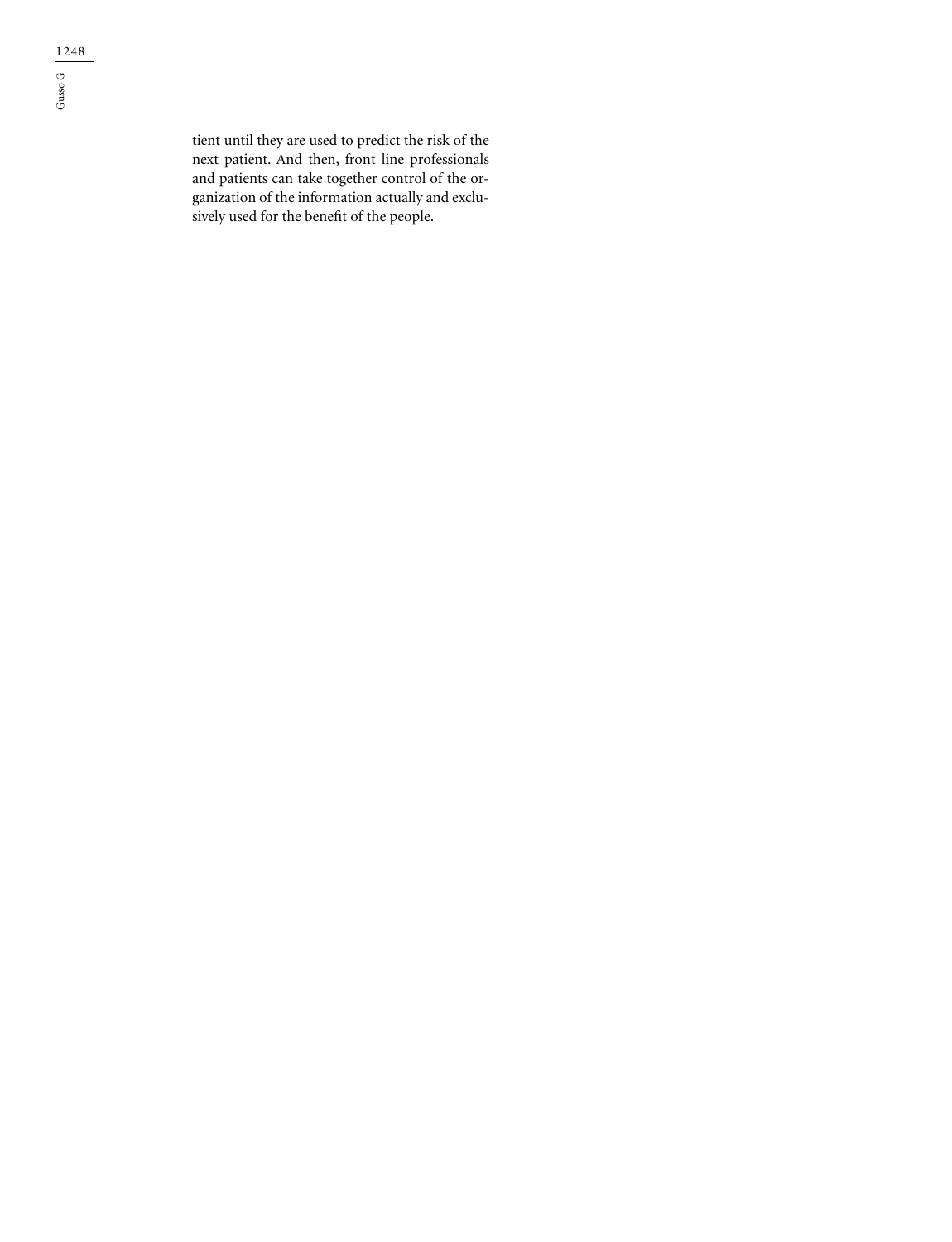tient until they are used to predict the risk of the next patient. And then, front line professionals and patients can take together control of the organization of the information actually and exclusively used for the benefit of the people.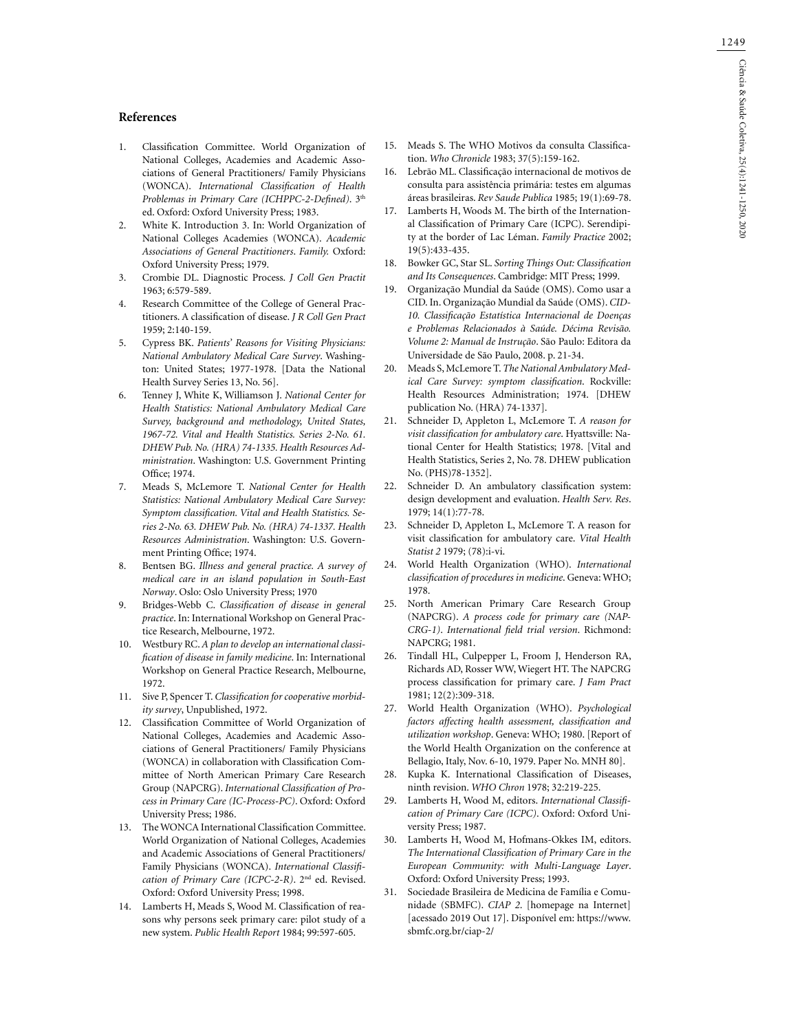## References

1. Classification Committee. World Organization of National Colleges, Academies and Academic Associations of General Practitioners/ Family Physicians (WONCA). *International Classification of Health Problemas in Primary Care (ICHPPC-2-Defined)*. 3th ed. Oxford: Oxford University Press; 1983.
2. White K. Introduction 3. In: World Organization of National Colleges Academies (WONCA). *Academic Associations of General Practitioners*. *Family.* Oxford: Oxford University Press; 1979.
3. Crombie DL. Diagnostic Process. *J Coll Gen Practit* 1963; 6:579-589.
4. Research Committee of the College of General Practitioners. A classification of disease. *J R Coll Gen Pract* 1959; 2:140-159.
5. Cypress BK. *Patients' Reasons for Visiting Physicians: National Ambulatory Medical Care Survey*. Washington: United States; 1977-1978. [Data the National Health Survey Series 13, No. 56].
6. Tenney J, White K, Williamson J. *National Center for Health Statistics: National Ambulatory Medical Care Survey, background and methodology, United States, 1967-72. Vital and Health Statistics. Series 2-No. 61. DHEW Pub. No. (HRA) 74-1335. Health Resources Administration*. Washington: U.S. Government Printing Office; 1974.
7. Meads S, McLemore T. *National Center for Health Statistics: National Ambulatory Medical Care Survey: Symptom classification. Vital and Health Statistics. Series 2-No. 63. DHEW Pub. No. (HRA) 74-1337. Health Resources Administration*. Washington: U.S. Government Printing Office; 1974.
8. Bentsen BG. *Illness and general practice. A survey of medical care in an island population in South-East Norway*. Oslo: Oslo University Press; 1970
9. Bridges-Webb C. *Classification of disease in general practice*. In: International Workshop on General Practice Research, Melbourne, 1972.
10. Westbury RC. *A plan to develop an international classification of disease in family medicine*. In: International Workshop on General Practice Research, Melbourne, 1972.
11. Sive P, Spencer T. *Classification for cooperative morbidity survey*, Unpublished, 1972.
12. Classification Committee of World Organization of National Colleges, Academies and Academic Associations of General Practitioners/ Family Physicians (WONCA) in collaboration with Classification Committee of North American Primary Care Research Group (NAPCRG). *International Classification of Process in Primary Care (IC-Process-PC)*. Oxford: Oxford University Press; 1986.
13. The WONCA International Classification Committee. World Organization of National Colleges, Academies and Academic Associations of General Practitioners/ Family Physicians (WONCA). *International Classification of Primary Care (ICPC-2-R)*. 2nd ed. Revised. Oxford: Oxford University Press; 1998.
14. Lamberts H, Meads S, Wood M. Classification of reasons why persons seek primary care: pilot study of a new system. *Public Health Report* 1984; 99:597-605.
15. Meads S. The WHO Motivos da consulta Classification. *Who Chronicle* 1983; 37(5):159-162.
16. Lebrão ML. Classificação internacional de motivos de consulta para assistência primária: testes em algumas áreas brasileiras. *Rev Saude Publica* 1985; 19(1):69-78.
17. Lamberts H, Woods M. The birth of the International Classification of Primary Care (ICPC). Serendipity at the border of Lac Léman. *Family Practice* 2002; 19(5):433-435.
18. Bowker GC, Star SL. *Sorting Things Out: Classification and Its Consequences*. Cambridge: MIT Press; 1999.
19. Organização Mundial da Saúde (OMS). Como usar a CID. In. Organização Mundial da Saúde (OMS). *CID-10. Classificação Estatística Internacional de Doenças e Problemas Relacionados à Saúde. Décima Revisão. Volume 2: Manual de Instrução*. São Paulo: Editora da Universidade de São Paulo, 2008. p. 21-34.
20. Meads S, McLemore T. *The National Ambulatory Medical Care Survey: symptom classification*. Rockville: Health Resources Administration; 1974. [DHEW publication No. (HRA) 74-1337].
21. Schneider D, Appleton L, McLemore T. *A reason for visit classification for ambulatory care*. Hyattsville: National Center for Health Statistics; 1978. [Vital and Health Statistics, Series 2, No. 78. DHEW publication No. (PHS)78-1352].
22. Schneider D. An ambulatory classification system: design development and evaluation. *Health Serv. Res*. 1979; 14(1):77-78.
23. Schneider D, Appleton L, McLemore T. A reason for visit classification for ambulatory care. *Vital Health Statist 2* 1979; (78):i-vi.
24. World Health Organization (WHO). *International classification of procedures in medicine*. Geneva: WHO; 1978.
25. North American Primary Care Research Group (NAPCRG). *A process code for primary care (NAPCRG-1). International field trial version*. Richmond: NAPCRG; 1981.
26. Tindall HL, Culpepper L, Froom J, Henderson RA, Richards AD, Rosser WW, Wiegert HT. The NAPCRG process classification for primary care. *J Fam Pract* 1981; 12(2):309-318.
27. World Health Organization (WHO). *Psychological factors affecting health assessment, classification and utilization workshop*. Geneva: WHO; 1980. [Report of the World Health Organization on the conference at Bellagio, Italy, Nov. 6-10, 1979. Paper No. MNH 80].
28. Kupka K. International Classification of Diseases, ninth revision. *WHO Chron* 1978; 32:219-225.
29. Lamberts H, Wood M, editors. *International Classification of Primary Care (ICPC)*. Oxford: Oxford University Press; 1987.
30. Lamberts H, Wood M, Hofmans-Okkes IM, editors. *The International Classification of Primary Care in the European Community: with Multi-Language Layer*. Oxford: Oxford University Press; 1993.
31. Sociedade Brasileira de Medicina de Família e Comunidade (SBMFC). *CIAP 2*. [homepage na Internet] [acessado 2019 Out 17]. Disponível em: https://www.sbmfc.org.br/ciap-2/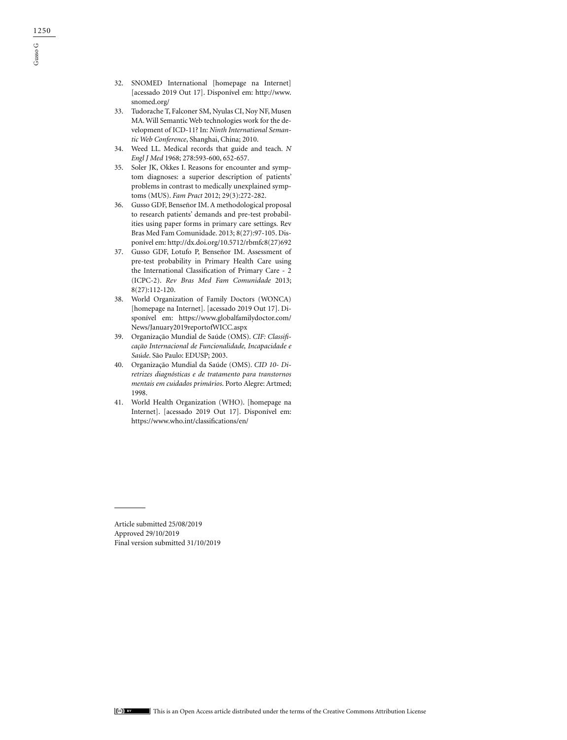32. SNOMED International [homepage na Internet] [acessado 2019 Out 17]. Disponível em: http://www.snomed.org/
33. Tudorache T, Falconer SM, Nyulas CI, Noy NF, Musen MA. Will Semantic Web technologies work for the development of ICD-11? In: *Ninth International Semantic Web Conference*, Shanghai, China; 2010.
34. Weed LL. Medical records that guide and teach. *N Engl J Med* 1968; 278:593-600, 652-657.
35. Soler JK, Okkes I. Reasons for encounter and symptom diagnoses: a superior description of patients' problems in contrast to medically unexplained symptoms (MUS). *Fam Pract* 2012; 29(3):272-282.
36. Gusso GDF, Benseñor IM. A methodological proposal to research patients' demands and pre-test probabilities using paper forms in primary care settings. Rev Bras Med Fam Comunidade. 2013; 8(27):97-105. Disponível em: http://dx.doi.org/10.5712/rbmfc8(27)692
37. Gusso GDF, Lotufo P, Benseñor IM. Assessment of pre-test probability in Primary Health Care using the International Classification of Primary Care - 2 (ICPC-2). *Rev Bras Med Fam Comunidade* 2013; 8(27):112-120.
38. World Organization of Family Doctors (WONCA) [homepage na Internet]. [acessado 2019 Out 17]. Disponível em: https://www.globalfamilydoctor.com/News/January2019reportofWICC.aspx
39. Organização Mundial de Saúde (OMS). *CIF: Classificação Internacional de Funcionalidade, Incapacidade e Saúde*. São Paulo: EDUSP; 2003.
40. Organização Mundial da Saúde (OMS). *CID 10- Diretrizes diagnósticas e de tratamento para transtornos mentais em cuidados primários*. Porto Alegre: Artmed; 1998.
41. World Health Organization (WHO). [homepage na Internet]. [acessado 2019 Out 17]. Disponível em: https://www.who.int/classifications/en/

---

Article submitted 25/08/2019
Approved 29/10/2019
Final version submitted 31/10/2019

This is an Open Access article distributed under the terms of the Creative Commons Attribution License